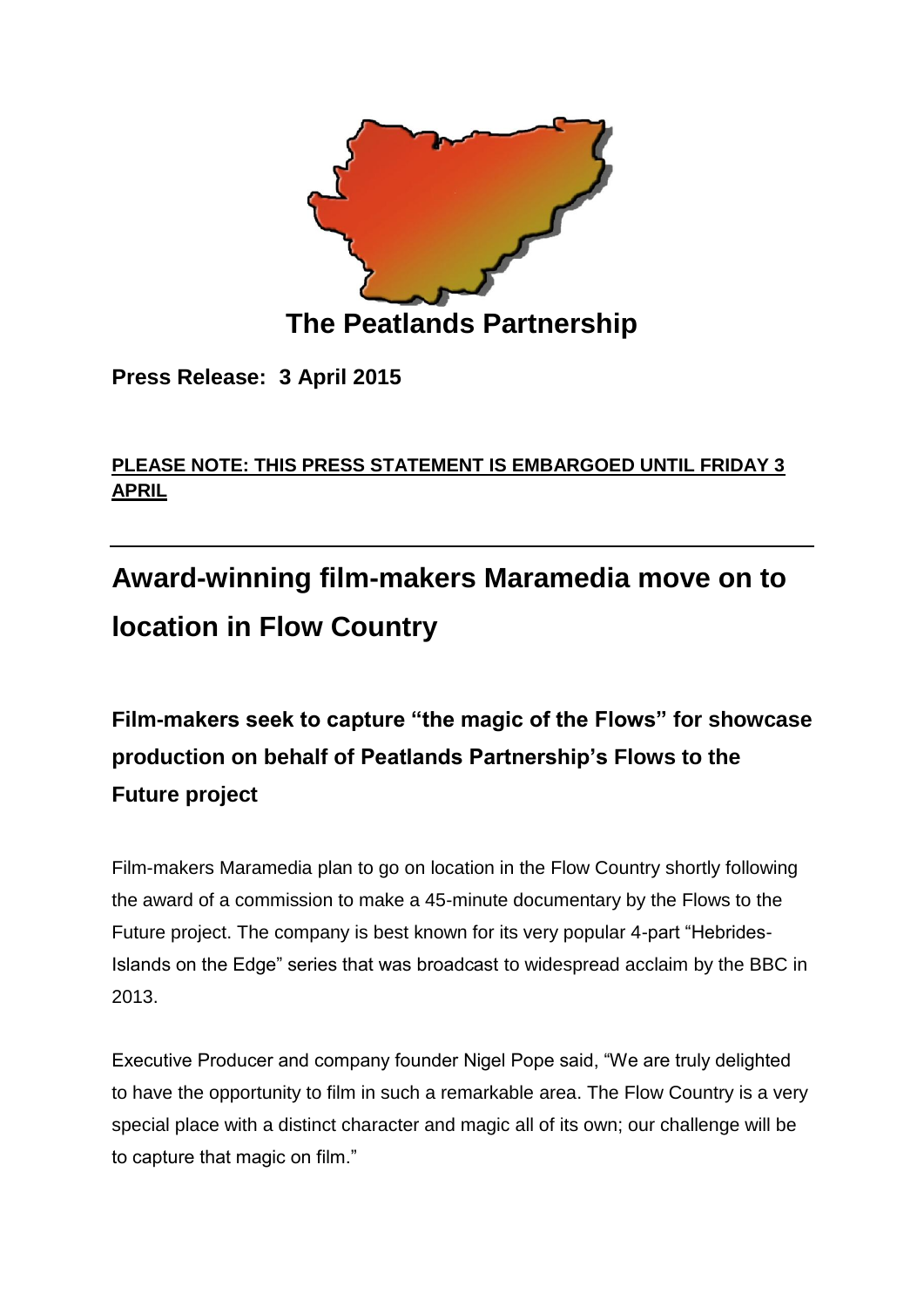**The Peatlands Partnership**

**Press Release: 3 April 2015**

**PLEASE NOTE: THIS PRESS STATEMENT IS EMBARGOED UNTIL FRIDAY 3 APRIL**

---

# Award-winning film-makers Maramedia move on to location in Flow Country

## Film-makers seek to capture "the magic of the Flows" for showcase production on behalf of Peatlands Partnership's Flows to the Future project

Film-makers Maramedia plan to go on location in the Flow Country shortly following the award of a commission to make a 45-minute documentary by the Flows to the Future project. The company is best known for its very popular 4-part "Hebrides-Islands on the Edge" series that was broadcast to widespread acclaim by the BBC in 2013.

Executive Producer and company founder Nigel Pope said, "We are truly delighted to have the opportunity to film in such a remarkable area. The Flow Country is a very special place with a distinct character and magic all of its own; our challenge will be to capture that magic on film."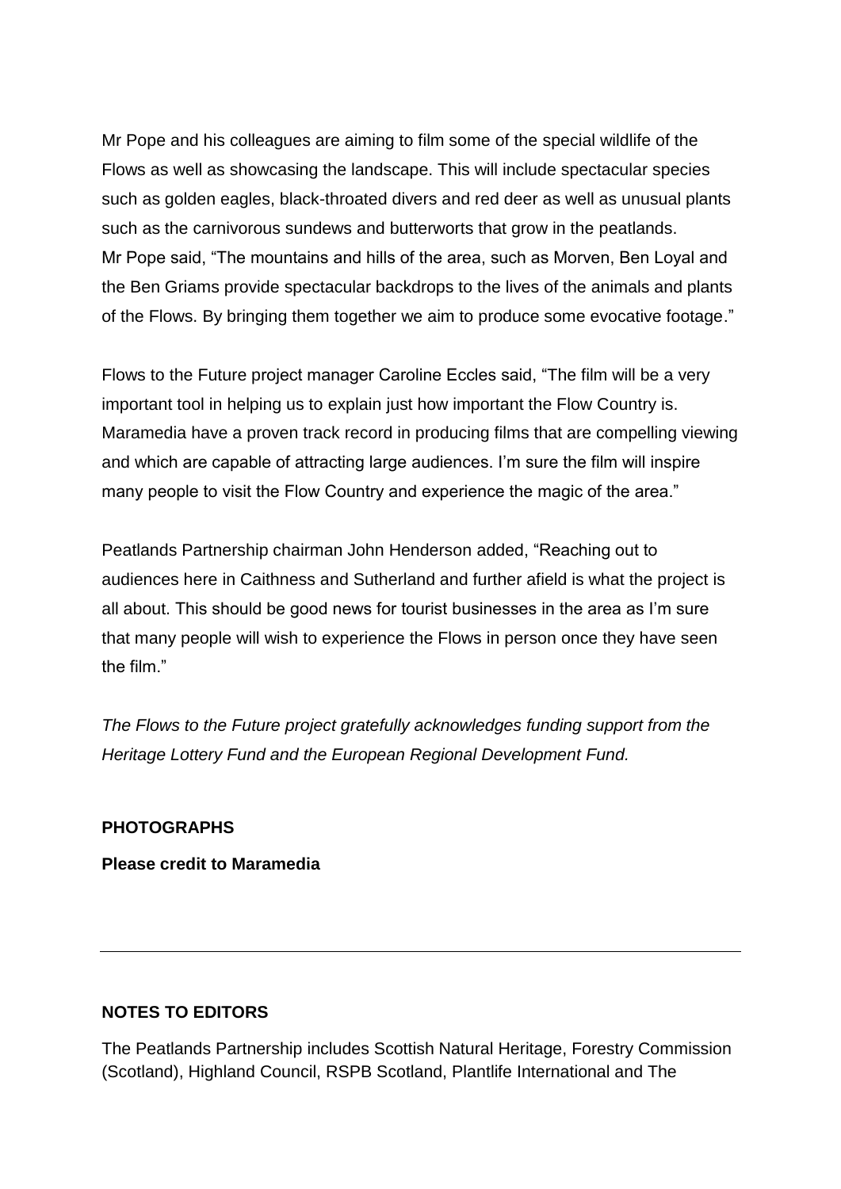Mr Pope and his colleagues are aiming to film some of the special wildlife of the Flows as well as showcasing the landscape. This will include spectacular species such as golden eagles, black-throated divers and red deer as well as unusual plants such as the carnivorous sundews and butterworts that grow in the peatlands.
Mr Pope said, "The mountains and hills of the area, such as Morven, Ben Loyal and the Ben Griams provide spectacular backdrops to the lives of the animals and plants of the Flows. By bringing them together we aim to produce some evocative footage."

Flows to the Future project manager Caroline Eccles said, "The film will be a very important tool in helping us to explain just how important the Flow Country is. Maramedia have a proven track record in producing films that are compelling viewing and which are capable of attracting large audiences. I'm sure the film will inspire many people to visit the Flow Country and experience the magic of the area."

Peatlands Partnership chairman John Henderson added, "Reaching out to audiences here in Caithness and Sutherland and further afield is what the project is all about. This should be good news for tourist businesses in the area as I'm sure that many people will wish to experience the Flows in person once they have seen the film."

*The Flows to the Future project gratefully acknowledges funding support from the Heritage Lottery Fund and the European Regional Development Fund.*

**PHOTOGRAPHS**

**Please credit to Maramedia**

---

**NOTES TO EDITORS**

The Peatlands Partnership includes Scottish Natural Heritage, Forestry Commission (Scotland), Highland Council, RSPB Scotland, Plantlife International and The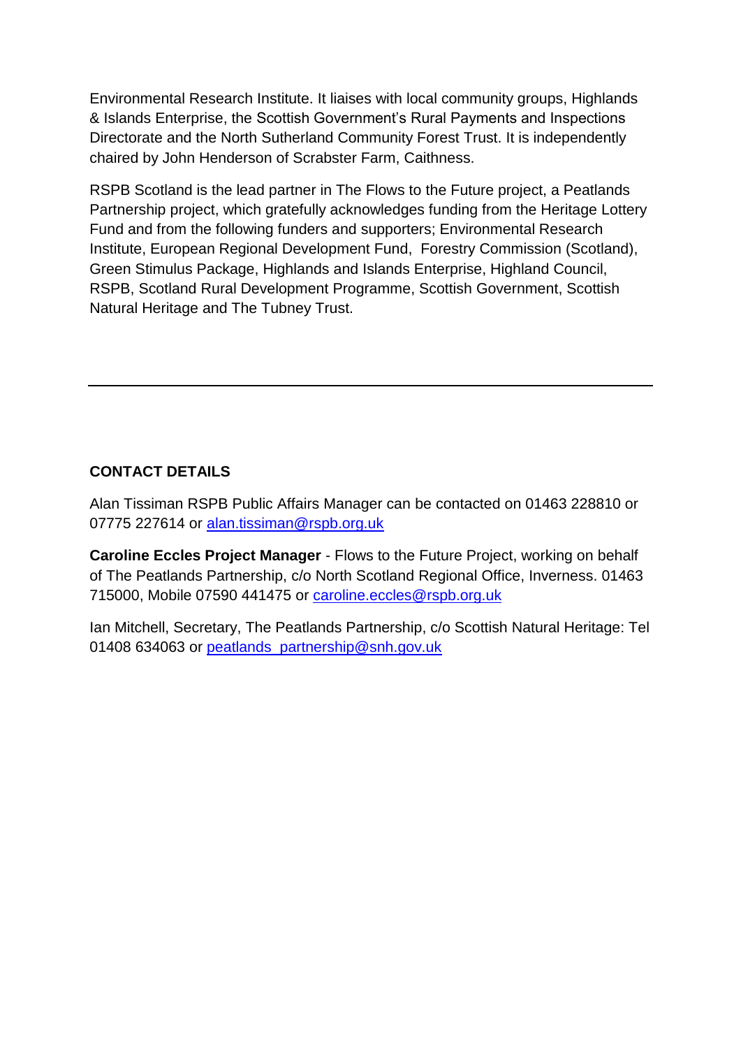Environmental Research Institute. It liaises with local community groups, Highlands & Islands Enterprise, the Scottish Government's Rural Payments and Inspections Directorate and the North Sutherland Community Forest Trust. It is independently chaired by John Henderson of Scrabster Farm, Caithness.

RSPB Scotland is the lead partner in The Flows to the Future project, a Peatlands Partnership project, which gratefully acknowledges funding from the Heritage Lottery Fund and from the following funders and supporters; Environmental Research Institute, European Regional Development Fund, Forestry Commission (Scotland), Green Stimulus Package, Highlands and Islands Enterprise, Highland Council, RSPB, Scotland Rural Development Programme, Scottish Government, Scottish Natural Heritage and The Tubney Trust.

---

**CONTACT DETAILS**

Alan Tissiman RSPB Public Affairs Manager can be contacted on 01463 228810 or 07775 227614 or alan.tissiman@rspb.org.uk

**Caroline Eccles Project Manager** - Flows to the Future Project, working on behalf of The Peatlands Partnership, c/o North Scotland Regional Office, Inverness. 01463 715000, Mobile 07590 441475 or caroline.eccles@rspb.org.uk

Ian Mitchell, Secretary, The Peatlands Partnership, c/o Scottish Natural Heritage: Tel 01408 634063 or peatlands_partnership@snh.gov.uk